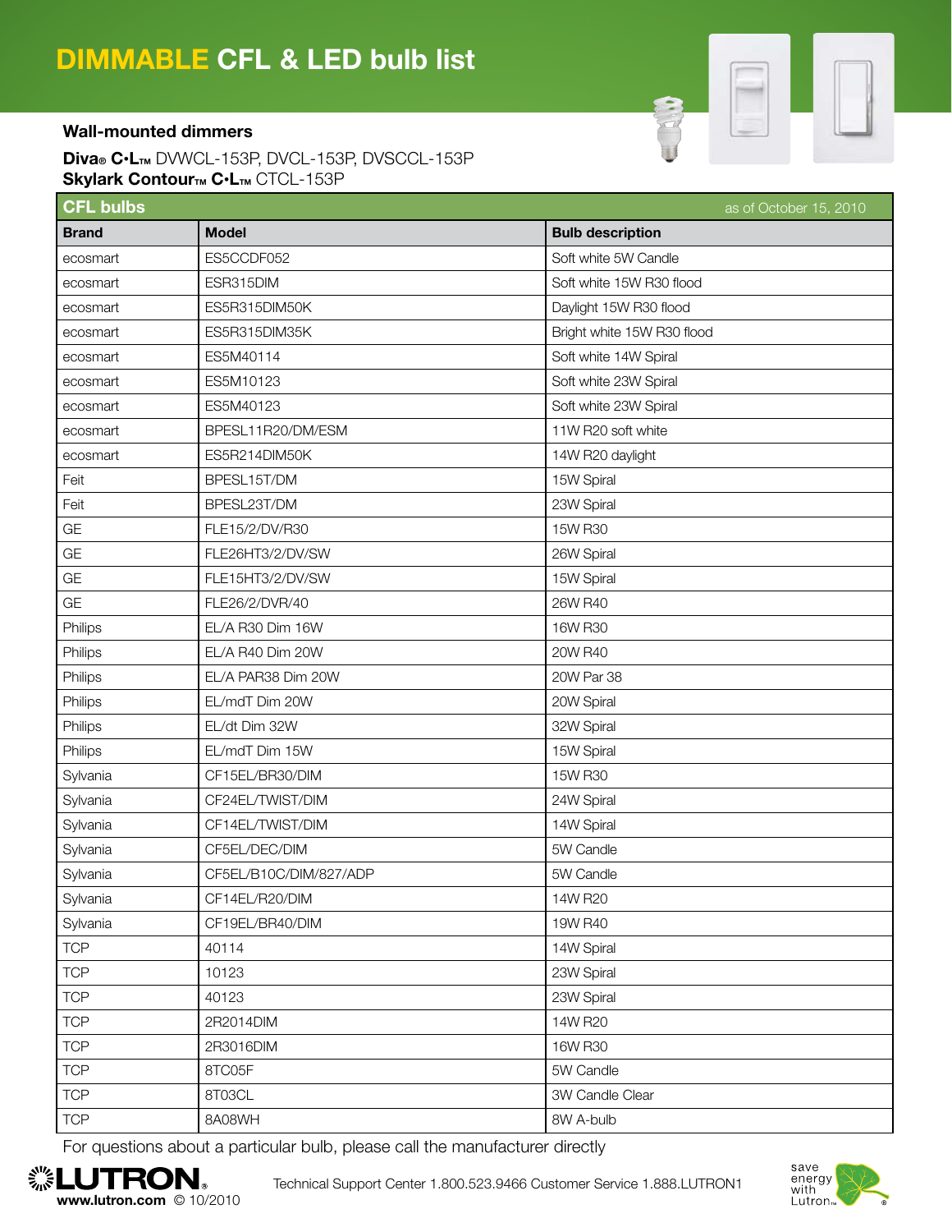# DIMMABLE CFL & LED bulb list

### Wall-mounted dimmers

**Diva® C•L™** DVWCL-153P, DVCL-153P, DVSCCL-153P
**Skylark Contour™ C•L™** CTCL-153P

**CFL bulbs** — as of October 15, 2010

| Brand | Model | Bulb description |
|---|---|---|
| ecosmart | ES5CCDF052 | Soft white 5W Candle |
| ecosmart | ESR315DIM | Soft white 15W R30 flood |
| ecosmart | ES5R315DIM50K | Daylight 15W R30 flood |
| ecosmart | ES5R315DIM35K | Bright white 15W R30 flood |
| ecosmart | ES5M40114 | Soft white 14W Spiral |
| ecosmart | ES5M10123 | Soft white 23W Spiral |
| ecosmart | ES5M40123 | Soft white 23W Spiral |
| ecosmart | BPESL11R20/DM/ESM | 11W R20 soft white |
| ecosmart | ES5R214DIM50K | 14W R20 daylight |
| Feit | BPESL15T/DM | 15W Spiral |
| Feit | BPESL23T/DM | 23W Spiral |
| GE | FLE15/2/DV/R30 | 15W R30 |
| GE | FLE26HT3/2/DV/SW | 26W Spiral |
| GE | FLE15HT3/2/DV/SW | 15W Spiral |
| GE | FLE26/2/DVR/40 | 26W R40 |
| Philips | EL/A R30 Dim 16W | 16W R30 |
| Philips | EL/A R40 Dim 20W | 20W R40 |
| Philips | EL/A PAR38 Dim 20W | 20W Par 38 |
| Philips | EL/mdT Dim 20W | 20W Spiral |
| Philips | EL/dt Dim 32W | 32W Spiral |
| Philips | EL/mdT Dim 15W | 15W Spiral |
| Sylvania | CF15EL/BR30/DIM | 15W R30 |
| Sylvania | CF24EL/TWIST/DIM | 24W Spiral |
| Sylvania | CF14EL/TWIST/DIM | 14W Spiral |
| Sylvania | CF5EL/DEC/DIM | 5W Candle |
| Sylvania | CF5EL/B10C/DIM/827/ADP | 5W Candle |
| Sylvania | CF14EL/R20/DIM | 14W R20 |
| Sylvania | CF19EL/BR40/DIM | 19W R40 |
| TCP | 40114 | 14W Spiral |
| TCP | 10123 | 23W Spiral |
| TCP | 40123 | 23W Spiral |
| TCP | 2R2014DIM | 14W R20 |
| TCP | 2R3016DIM | 16W R30 |
| TCP | 8TC05F | 5W Candle |
| TCP | 8T03CL | 3W Candle Clear |
| TCP | 8A08WH | 8W A-bulb |

For questions about a particular bulb, please call the manufacturer directly

LUTRON® www.lutron.com © 10/2010

Technical Support Center 1.800.523.9466 Customer Service 1.888.LUTRON1

save energy with Lutron™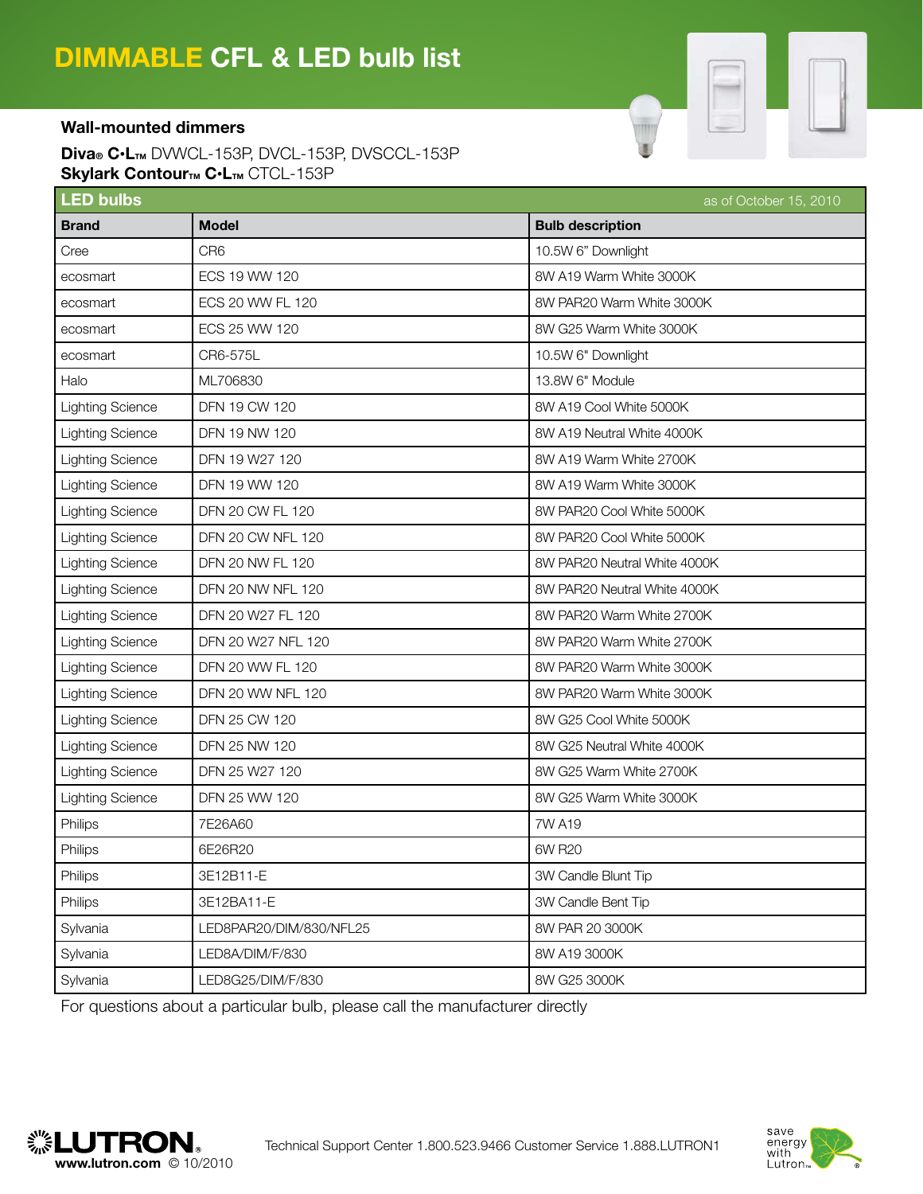# DIMMABLE CFL & LED bulb list

**Wall-mounted dimmers**

**Diva® C•L™** DVWCL-153P, DVCL-153P, DVSCCL-153P
**Skylark Contour™ C•L™** CTCL-153P

**LED bulbs** — as of October 15, 2010

| Brand | Model | Bulb description |
|---|---|---|
| Cree | CR6 | 10.5W 6" Downlight |
| ecosmart | ECS 19 WW 120 | 8W A19 Warm White 3000K |
| ecosmart | ECS 20 WW FL 120 | 8W PAR20 Warm White 3000K |
| ecosmart | ECS 25 WW 120 | 8W G25 Warm White 3000K |
| ecosmart | CR6-575L | 10.5W 6" Downlight |
| Halo | ML706830 | 13.8W 6" Module |
| Lighting Science | DFN 19 CW 120 | 8W A19 Cool White 5000K |
| Lighting Science | DFN 19 NW 120 | 8W A19 Neutral White 4000K |
| Lighting Science | DFN 19 W27 120 | 8W A19 Warm White 2700K |
| Lighting Science | DFN 19 WW 120 | 8W A19 Warm White 3000K |
| Lighting Science | DFN 20 CW FL 120 | 8W PAR20 Cool White 5000K |
| Lighting Science | DFN 20 CW NFL 120 | 8W PAR20 Cool White 5000K |
| Lighting Science | DFN 20 NW FL 120 | 8W PAR20 Neutral White 4000K |
| Lighting Science | DFN 20 NW NFL 120 | 8W PAR20 Neutral White 4000K |
| Lighting Science | DFN 20 W27 FL 120 | 8W PAR20 Warm White 2700K |
| Lighting Science | DFN 20 W27 NFL 120 | 8W PAR20 Warm White 2700K |
| Lighting Science | DFN 20 WW FL 120 | 8W PAR20 Warm White 3000K |
| Lighting Science | DFN 20 WW NFL 120 | 8W PAR20 Warm White 3000K |
| Lighting Science | DFN 25 CW 120 | 8W G25 Cool White 5000K |
| Lighting Science | DFN 25 NW 120 | 8W G25 Neutral White 4000K |
| Lighting Science | DFN 25 W27 120 | 8W G25 Warm White 2700K |
| Lighting Science | DFN 25 WW 120 | 8W G25 Warm White 3000K |
| Philips | 7E26A60 | 7W A19 |
| Philips | 6E26R20 | 6W R20 |
| Philips | 3E12B11-E | 3W Candle Blunt Tip |
| Philips | 3E12BA11-E | 3W Candle Bent Tip |
| Sylvania | LED8PAR20/DIM/830/NFL25 | 8W PAR 20 3000K |
| Sylvania | LED8A/DIM/F/830 | 8W A19 3000K |
| Sylvania | LED8G25/DIM/F/830 | 8W G25 3000K |

For questions about a particular bulb, please call the manufacturer directly

LUTRON® www.lutron.com © 10/2010

Technical Support Center 1.800.523.9466 Customer Service 1.888.LUTRON1

save energy with Lutron™